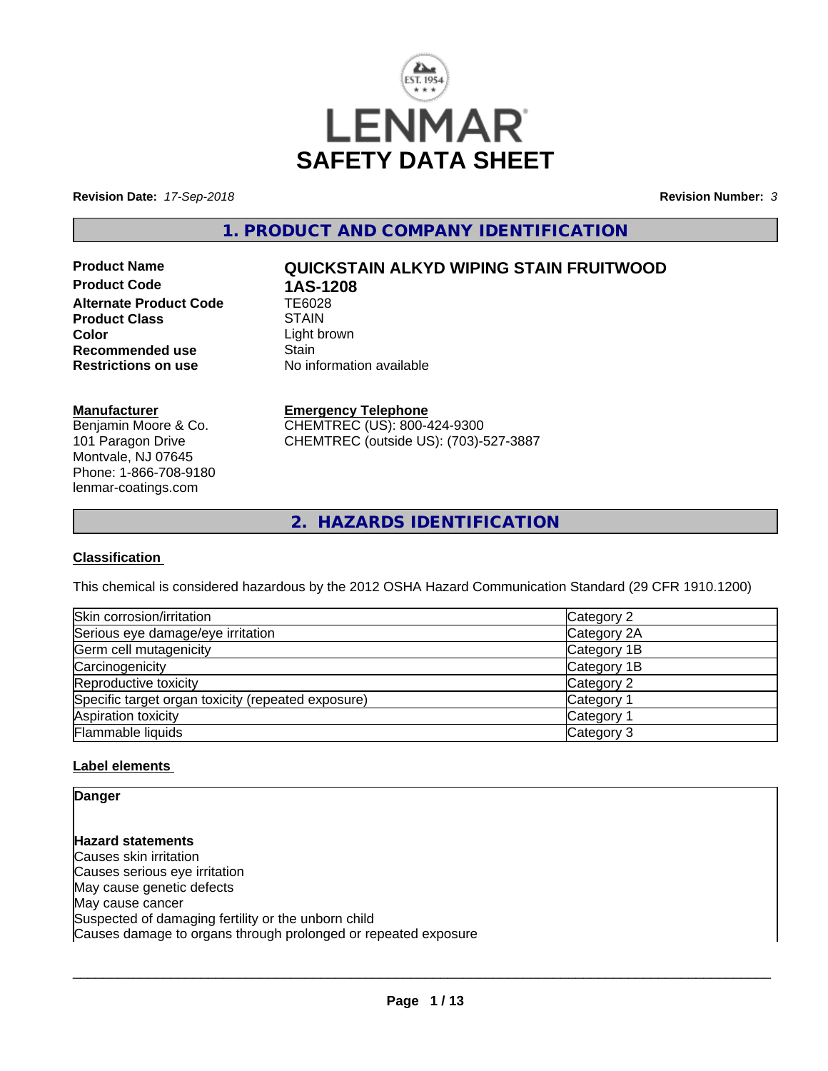# SAFETY DATA SHEET

**Revision Date:** *17-Sep-2018*

**Revision Number:** *3*

## 1. PRODUCT AND COMPANY IDENTIFICATION

| | |
|---|---|
| **Product Name** | **QUICKSTAIN ALKYD WIPING STAIN FRUITWOOD** |
| **Product Code** | **1AS-1208** |
| **Alternate Product Code** | TE6028 |
| **Product Class** | STAIN |
| **Color** | Light brown |
| **Recommended use** | Stain |
| **Restrictions on use** | No information available |

**Manufacturer**
Benjamin Moore & Co.
101 Paragon Drive
Montvale, NJ 07645
Phone: 1-866-708-9180
lenmar-coatings.com

**Emergency Telephone**
CHEMTREC (US): 800-424-9300
CHEMTREC (outside US): (703)-527-3887

## 2. HAZARDS IDENTIFICATION

### Classification

This chemical is considered hazardous by the 2012 OSHA Hazard Communication Standard (29 CFR 1910.1200)

| | |
|---|---|
| Skin corrosion/irritation | Category 2 |
| Serious eye damage/eye irritation | Category 2A |
| Germ cell mutagenicity | Category 1B |
| Carcinogenicity | Category 1B |
| Reproductive toxicity | Category 2 |
| Specific target organ toxicity (repeated exposure) | Category 1 |
| Aspiration toxicity | Category 1 |
| Flammable liquids | Category 3 |

### Label elements

**Danger**

**Hazard statements**
Causes skin irritation
Causes serious eye irritation
May cause genetic defects
May cause cancer
Suspected of damaging fertility or the unborn child
Causes damage to organs through prolonged or repeated exposure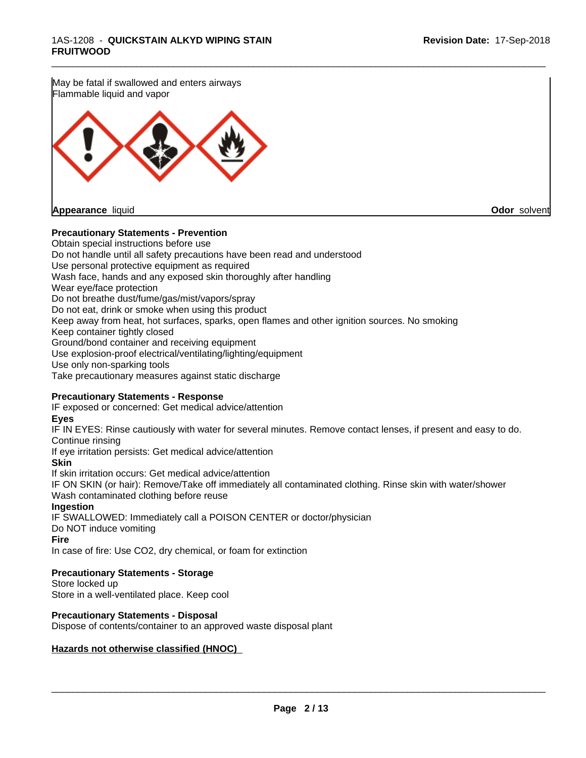May be fatal if swallowed and enters airways
Flammable liquid and vapor

**Appearance** liquid **Odor** solvent

**Precautionary Statements - Prevention**

Obtain special instructions before use
Do not handle until all safety precautions have been read and understood
Use personal protective equipment as required
Wash face, hands and any exposed skin thoroughly after handling
Wear eye/face protection
Do not breathe dust/fume/gas/mist/vapors/spray
Do not eat, drink or smoke when using this product
Keep away from heat, hot surfaces, sparks, open flames and other ignition sources. No smoking
Keep container tightly closed
Ground/bond container and receiving equipment
Use explosion-proof electrical/ventilating/lighting/equipment
Use only non-sparking tools
Take precautionary measures against static discharge

**Precautionary Statements - Response**

IF exposed or concerned: Get medical advice/attention

**Eyes**

IF IN EYES: Rinse cautiously with water for several minutes. Remove contact lenses, if present and easy to do. Continue rinsing
If eye irritation persists: Get medical advice/attention

**Skin**

If skin irritation occurs: Get medical advice/attention
IF ON SKIN (or hair): Remove/Take off immediately all contaminated clothing. Rinse skin with water/shower
Wash contaminated clothing before reuse

**Ingestion**

IF SWALLOWED: Immediately call a POISON CENTER or doctor/physician
Do NOT induce vomiting

**Fire**

In case of fire: Use CO2, dry chemical, or foam for extinction

**Precautionary Statements - Storage**

Store locked up
Store in a well-ventilated place. Keep cool

**Precautionary Statements - Disposal**

Dispose of contents/container to an approved waste disposal plant

**Hazards not otherwise classified (HNOC)**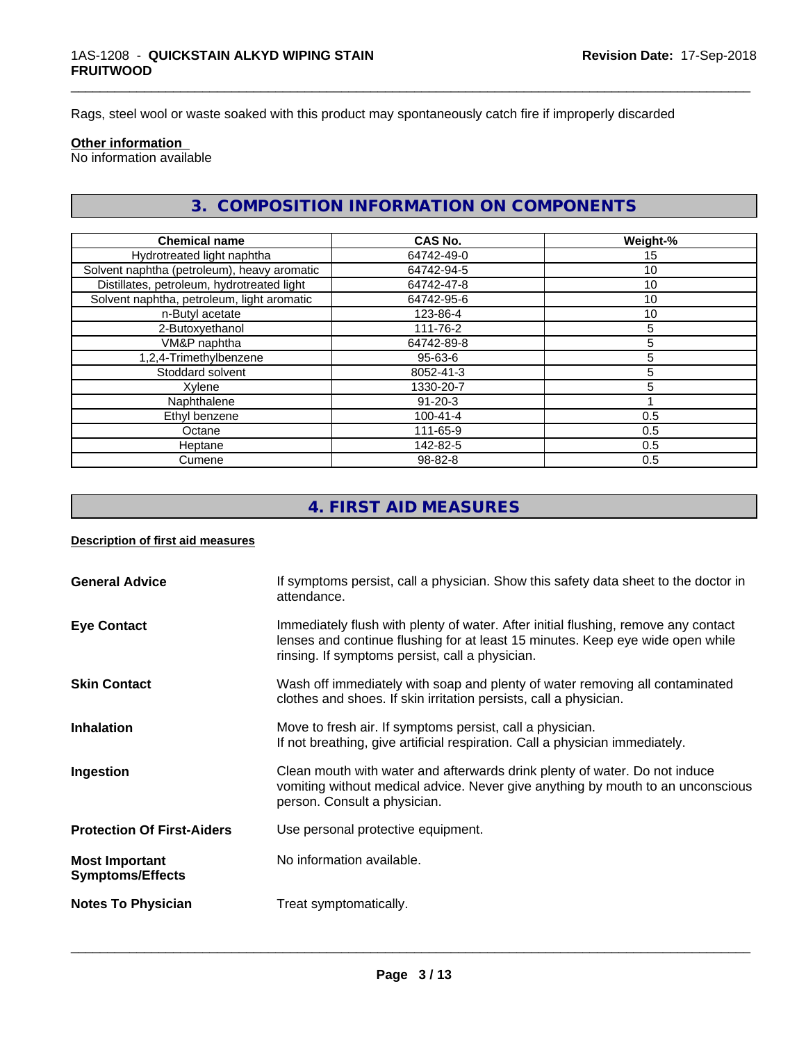Rags, steel wool or waste soaked with this product may spontaneously catch fire if improperly discarded

**Other information**
No information available

## 3. COMPOSITION INFORMATION ON COMPONENTS

| Chemical name | CAS No. | Weight-% |
|---|---|---|
| Hydrotreated light naphtha | 64742-49-0 | 15 |
| Solvent naphtha (petroleum), heavy aromatic | 64742-94-5 | 10 |
| Distillates, petroleum, hydrotreated light | 64742-47-8 | 10 |
| Solvent naphtha, petroleum, light aromatic | 64742-95-6 | 10 |
| n-Butyl acetate | 123-86-4 | 10 |
| 2-Butoxyethanol | 111-76-2 | 5 |
| VM&P naphtha | 64742-89-8 | 5 |
| 1,2,4-Trimethylbenzene | 95-63-6 | 5 |
| Stoddard solvent | 8052-41-3 | 5 |
| Xylene | 1330-20-7 | 5 |
| Naphthalene | 91-20-3 | 1 |
| Ethyl benzene | 100-41-4 | 0.5 |
| Octane | 111-65-9 | 0.5 |
| Heptane | 142-82-5 | 0.5 |
| Cumene | 98-82-8 | 0.5 |

## 4. FIRST AID MEASURES

**Description of first aid measures**

**General Advice**: If symptoms persist, call a physician. Show this safety data sheet to the doctor in attendance.

**Eye Contact**: Immediately flush with plenty of water. After initial flushing, remove any contact lenses and continue flushing for at least 15 minutes. Keep eye wide open while rinsing. If symptoms persist, call a physician.

**Skin Contact**: Wash off immediately with soap and plenty of water removing all contaminated clothes and shoes. If skin irritation persists, call a physician.

**Inhalation**: Move to fresh air. If symptoms persist, call a physician.
If not breathing, give artificial respiration. Call a physician immediately.

**Ingestion**: Clean mouth with water and afterwards drink plenty of water. Do not induce vomiting without medical advice. Never give anything by mouth to an unconscious person. Consult a physician.

**Protection Of First-Aiders**: Use personal protective equipment.

**Most Important Symptoms/Effects**: No information available.

**Notes To Physician**: Treat symptomatically.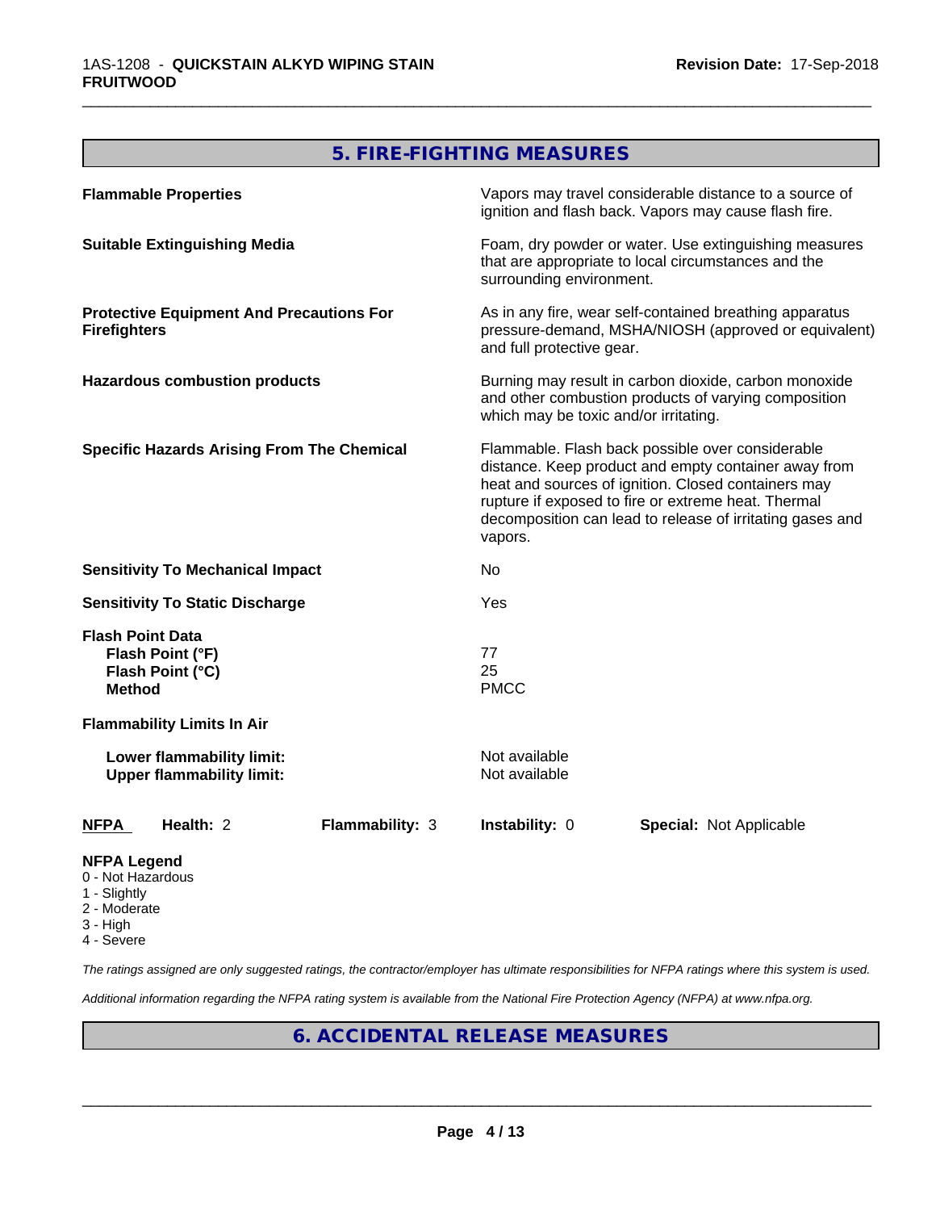## 5. FIRE-FIGHTING MEASURES

| | |
|---|---|
| **Flammable Properties** | Vapors may travel considerable distance to a source of ignition and flash back. Vapors may cause flash fire. |
| **Suitable Extinguishing Media** | Foam, dry powder or water. Use extinguishing measures that are appropriate to local circumstances and the surrounding environment. |
| **Protective Equipment And Precautions For Firefighters** | As in any fire, wear self-contained breathing apparatus pressure-demand, MSHA/NIOSH (approved or equivalent) and full protective gear. |
| **Hazardous combustion products** | Burning may result in carbon dioxide, carbon monoxide and other combustion products of varying composition which may be toxic and/or irritating. |
| **Specific Hazards Arising From The Chemical** | Flammable. Flash back possible over considerable distance. Keep product and empty container away from heat and sources of ignition. Closed containers may rupture if exposed to fire or extreme heat. Thermal decomposition can lead to release of irritating gases and vapors. |
| **Sensitivity To Mechanical Impact** | No |
| **Sensitivity To Static Discharge** | Yes |
| **Flash Point Data** | |
| **Flash Point (°F)** | 77 |
| **Flash Point (°C)** | 25 |
| **Method** | PMCC |
| **Flammability Limits In Air** | |
| **Lower flammability limit:** | Not available |
| **Upper flammability limit:** | Not available |

| NFPA | Health: 2 | Flammability: 3 | Instability: 0 | Special: Not Applicable |
|---|---|---|---|---|

**NFPA Legend**
- 0 - Not Hazardous
- 1 - Slightly
- 2 - Moderate
- 3 - High
- 4 - Severe

*The ratings assigned are only suggested ratings, the contractor/employer has ultimate responsibilities for NFPA ratings where this system is used.*

*Additional information regarding the NFPA rating system is available from the National Fire Protection Agency (NFPA) at www.nfpa.org.*

## 6. ACCIDENTAL RELEASE MEASURES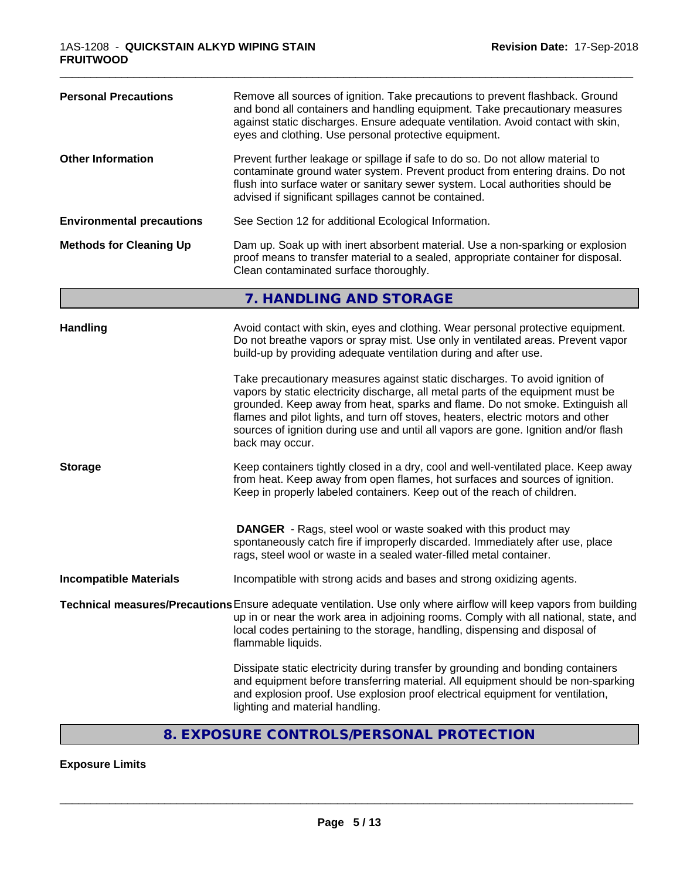| | |
|---|---|
| **Personal Precautions** | Remove all sources of ignition. Take precautions to prevent flashback. Ground and bond all containers and handling equipment. Take precautionary measures against static discharges. Ensure adequate ventilation. Avoid contact with skin, eyes and clothing. Use personal protective equipment. |
| **Other Information** | Prevent further leakage or spillage if safe to do so. Do not allow material to contaminate ground water system. Prevent product from entering drains. Do not flush into surface water or sanitary sewer system. Local authorities should be advised if significant spillages cannot be contained. |
| **Environmental precautions** | See Section 12 for additional Ecological Information. |
| **Methods for Cleaning Up** | Dam up. Soak up with inert absorbent material. Use a non-sparking or explosion proof means to transfer material to a sealed, appropriate container for disposal. Clean contaminated surface thoroughly. |

## 7. HANDLING AND STORAGE

| | |
|---|---|
| **Handling** | Avoid contact with skin, eyes and clothing. Wear personal protective equipment. Do not breathe vapors or spray mist. Use only in ventilated areas. Prevent vapor build-up by providing adequate ventilation during and after use.<br><br>Take precautionary measures against static discharges. To avoid ignition of vapors by static electricity discharge, all metal parts of the equipment must be grounded. Keep away from heat, sparks and flame. Do not smoke. Extinguish all flames and pilot lights, and turn off stoves, heaters, electric motors and other sources of ignition during use and until all vapors are gone. Ignition and/or flash back may occur. |
| **Storage** | Keep containers tightly closed in a dry, cool and well-ventilated place. Keep away from heat. Keep away from open flames, hot surfaces and sources of ignition. Keep in properly labeled containers. Keep out of the reach of children.<br><br>**DANGER** - Rags, steel wool or waste soaked with this product may spontaneously catch fire if improperly discarded. Immediately after use, place rags, steel wool or waste in a sealed water-filled metal container. |
| **Incompatible Materials** | Incompatible with strong acids and bases and strong oxidizing agents. |
| **Technical measures/Precautions** | Ensure adequate ventilation. Use only where airflow will keep vapors from building up in or near the work area in adjoining rooms. Comply with all national, state, and local codes pertaining to the storage, handling, dispensing and disposal of flammable liquids.<br><br>Dissipate static electricity during transfer by grounding and bonding containers and equipment before transferring material. All equipment should be non-sparking and explosion proof. Use explosion proof electrical equipment for ventilation, lighting and material handling. |

## 8. EXPOSURE CONTROLS/PERSONAL PROTECTION

**Exposure Limits**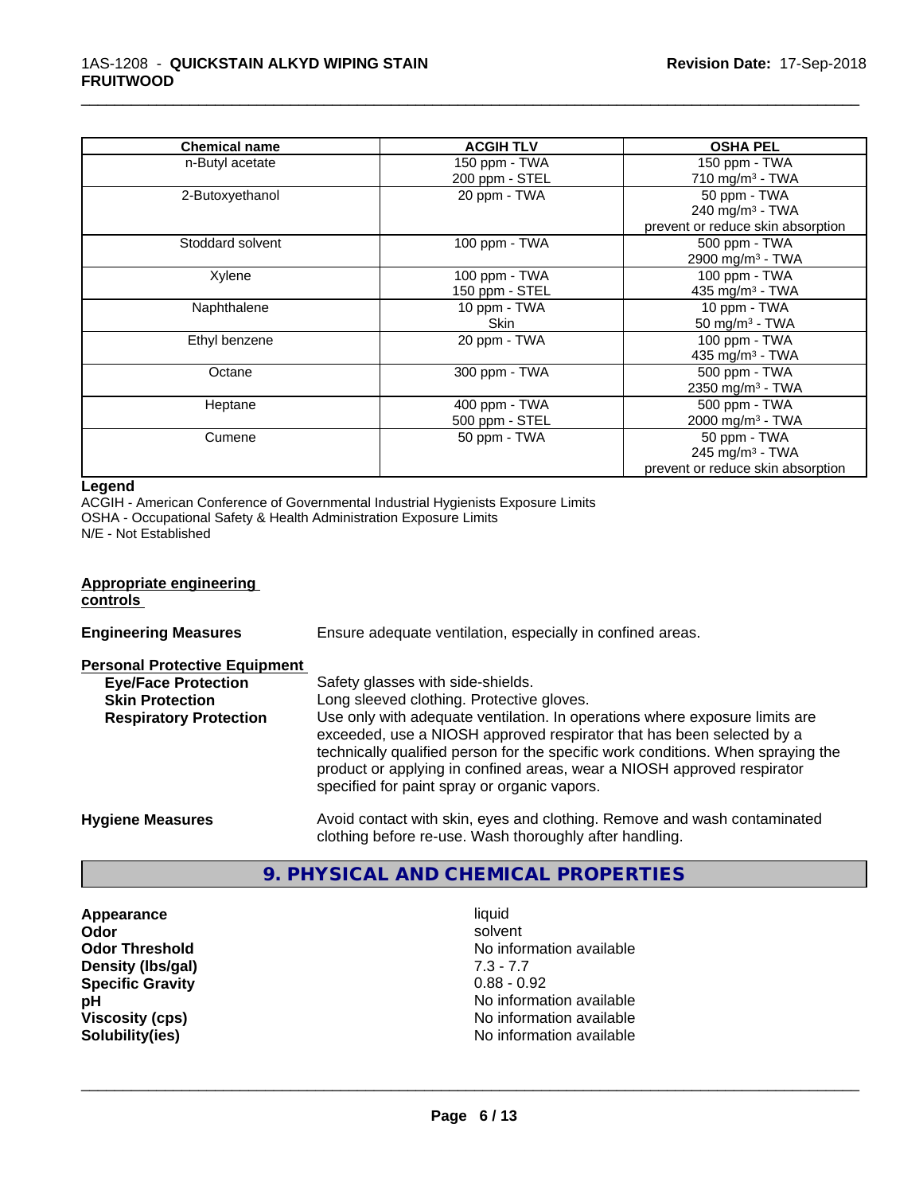| Chemical name | ACGIH TLV | OSHA PEL |
| --- | --- | --- |
| n-Butyl acetate | 150 ppm - TWA<br>200 ppm - STEL | 150 ppm - TWA<br>710 mg/m³ - TWA |
| 2-Butoxyethanol | 20 ppm - TWA | 50 ppm - TWA<br>240 mg/m³ - TWA<br>prevent or reduce skin absorption |
| Stoddard solvent | 100 ppm - TWA | 500 ppm - TWA<br>2900 mg/m³ - TWA |
| Xylene | 100 ppm - TWA<br>150 ppm - STEL | 100 ppm - TWA<br>435 mg/m³ - TWA |
| Naphthalene | 10 ppm - TWA<br>Skin | 10 ppm - TWA<br>50 mg/m³ - TWA |
| Ethyl benzene | 20 ppm - TWA | 100 ppm - TWA<br>435 mg/m³ - TWA |
| Octane | 300 ppm - TWA | 500 ppm - TWA<br>2350 mg/m³ - TWA |
| Heptane | 400 ppm - TWA<br>500 ppm - STEL | 500 ppm - TWA<br>2000 mg/m³ - TWA |
| Cumene | 50 ppm - TWA | 50 ppm - TWA<br>245 mg/m³ - TWA<br>prevent or reduce skin absorption |

**Legend**

ACGIH - American Conference of Governmental Industrial Hygienists Exposure Limits
OSHA - Occupational Safety & Health Administration Exposure Limits
N/E - Not Established

**Appropriate engineering controls**

**Engineering Measures** Ensure adequate ventilation, especially in confined areas.

**Personal Protective Equipment**

**Eye/Face Protection** Safety glasses with side-shields.

**Skin Protection** Long sleeved clothing. Protective gloves.

**Respiratory Protection** Use only with adequate ventilation. In operations where exposure limits are exceeded, use a NIOSH approved respirator that has been selected by a technically qualified person for the specific work conditions. When spraying the product or applying in confined areas, wear a NIOSH approved respirator specified for paint spray or organic vapors.

**Hygiene Measures** Avoid contact with skin, eyes and clothing. Remove and wash contaminated clothing before re-use. Wash thoroughly after handling.

## 9. PHYSICAL AND CHEMICAL PROPERTIES

**Appearance** liquid
**Odor** solvent
**Odor Threshold** No information available
**Density (lbs/gal)** 7.3 - 7.7
**Specific Gravity** 0.88 - 0.92
**pH** No information available
**Viscosity (cps)** No information available
**Solubility(ies)** No information available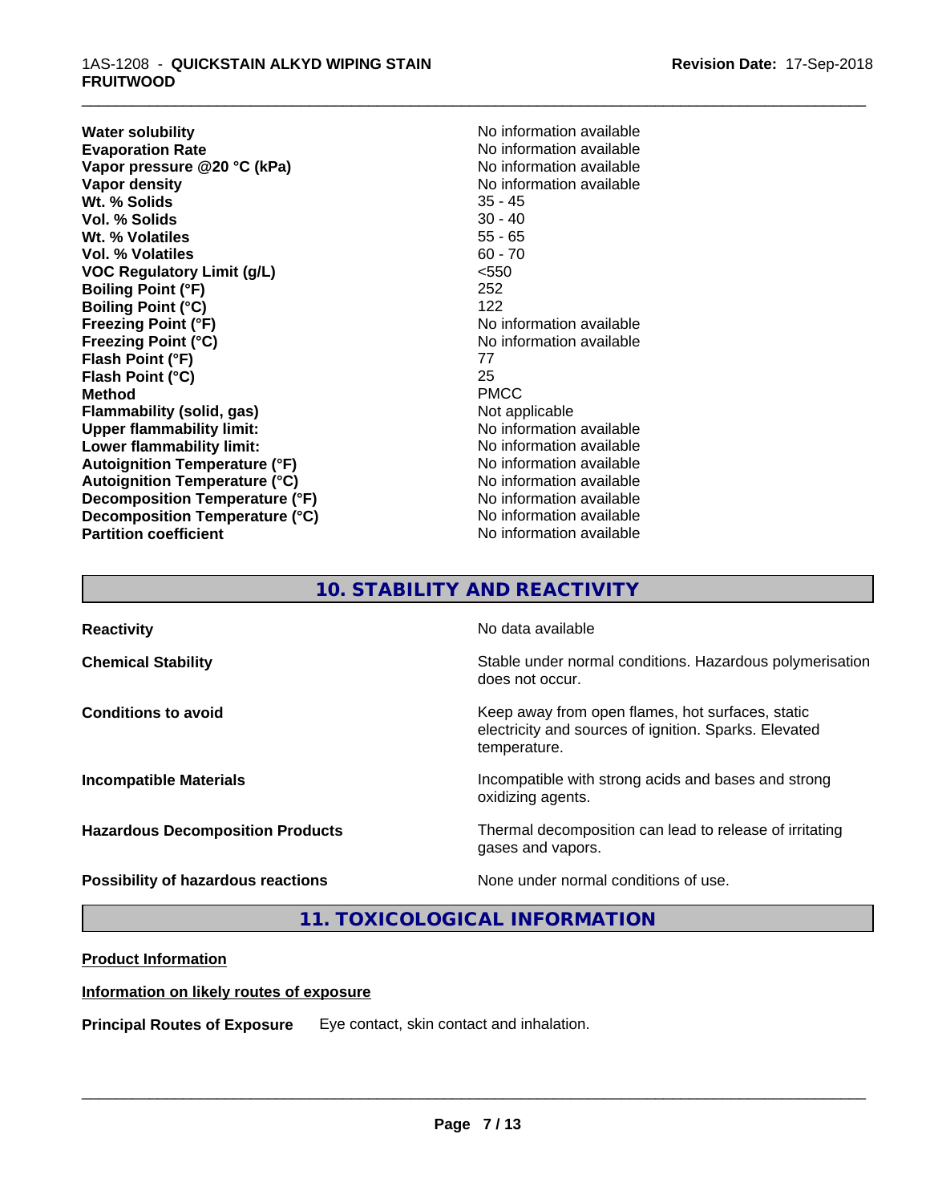| | |
|---|---|
| **Water solubility** | No information available |
| **Evaporation Rate** | No information available |
| **Vapor pressure @20 °C (kPa)** | No information available |
| **Vapor density** | No information available |
| **Wt. % Solids** | 35 - 45 |
| **Vol. % Solids** | 30 - 40 |
| **Wt. % Volatiles** | 55 - 65 |
| **Vol. % Volatiles** | 60 - 70 |
| **VOC Regulatory Limit (g/L)** | <550 |
| **Boiling Point (°F)** | 252 |
| **Boiling Point (°C)** | 122 |
| **Freezing Point (°F)** | No information available |
| **Freezing Point (°C)** | No information available |
| **Flash Point (°F)** | 77 |
| **Flash Point (°C)** | 25 |
| **Method** | PMCC |
| **Flammability (solid, gas)** | Not applicable |
| **Upper flammability limit:** | No information available |
| **Lower flammability limit:** | No information available |
| **Autoignition Temperature (°F)** | No information available |
| **Autoignition Temperature (°C)** | No information available |
| **Decomposition Temperature (°F)** | No information available |
| **Decomposition Temperature (°C)** | No information available |
| **Partition coefficient** | No information available |

## 10. STABILITY AND REACTIVITY

| | |
|---|---|
| **Reactivity** | No data available |
| **Chemical Stability** | Stable under normal conditions. Hazardous polymerisation does not occur. |
| **Conditions to avoid** | Keep away from open flames, hot surfaces, static electricity and sources of ignition. Sparks. Elevated temperature. |
| **Incompatible Materials** | Incompatible with strong acids and bases and strong oxidizing agents. |
| **Hazardous Decomposition Products** | Thermal decomposition can lead to release of irritating gases and vapors. |
| **Possibility of hazardous reactions** | None under normal conditions of use. |

## 11. TOXICOLOGICAL INFORMATION

**Product Information**

**Information on likely routes of exposure**

**Principal Routes of Exposure** Eye contact, skin contact and inhalation.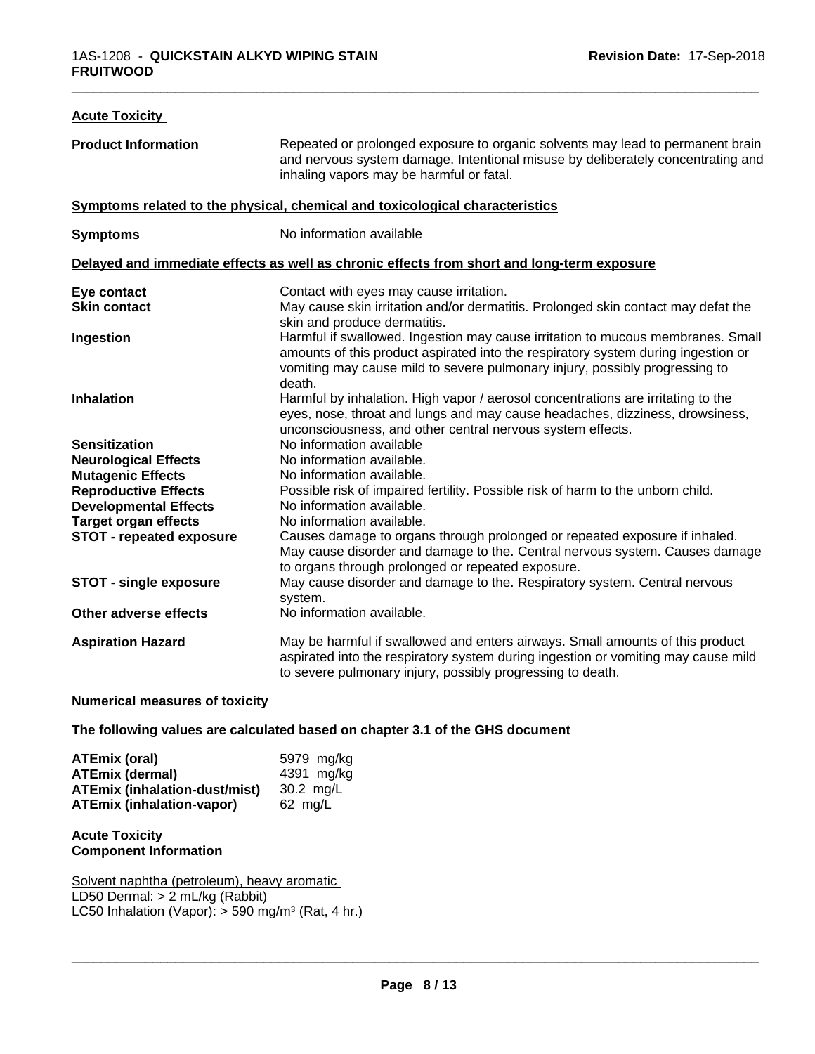**Acute Toxicity**

| | |
|---|---|
| **Product Information** | Repeated or prolonged exposure to organic solvents may lead to permanent brain and nervous system damage. Intentional misuse by deliberately concentrating and inhaling vapors may be harmful or fatal. |

**Symptoms related to the physical, chemical and toxicological characteristics**

| | |
|---|---|
| **Symptoms** | No information available |

**Delayed and immediate effects as well as chronic effects from short and long-term exposure**

| | |
|---|---|
| **Eye contact** | Contact with eyes may cause irritation. |
| **Skin contact** | May cause skin irritation and/or dermatitis. Prolonged skin contact may defat the skin and produce dermatitis. |
| **Ingestion** | Harmful if swallowed. Ingestion may cause irritation to mucous membranes. Small amounts of this product aspirated into the respiratory system during ingestion or vomiting may cause mild to severe pulmonary injury, possibly progressing to death. |
| **Inhalation** | Harmful by inhalation. High vapor / aerosol concentrations are irritating to the eyes, nose, throat and lungs and may cause headaches, dizziness, drowsiness, unconsciousness, and other central nervous system effects. |
| **Sensitization** | No information available |
| **Neurological Effects** | No information available. |
| **Mutagenic Effects** | No information available. |
| **Reproductive Effects** | Possible risk of impaired fertility. Possible risk of harm to the unborn child. |
| **Developmental Effects** | No information available. |
| **Target organ effects** | No information available. |
| **STOT - repeated exposure** | Causes damage to organs through prolonged or repeated exposure if inhaled. May cause disorder and damage to the. Central nervous system. Causes damage to organs through prolonged or repeated exposure. |
| **STOT - single exposure** | May cause disorder and damage to the. Respiratory system. Central nervous system. |
| **Other adverse effects** | No information available. |
| **Aspiration Hazard** | May be harmful if swallowed and enters airways. Small amounts of this product aspirated into the respiratory system during ingestion or vomiting may cause mild to severe pulmonary injury, possibly progressing to death. |

**Numerical measures of toxicity**

**The following values are calculated based on chapter 3.1 of the GHS document**

| | |
|---|---|
| **ATEmix (oral)** | 5979 mg/kg |
| **ATEmix (dermal)** | 4391 mg/kg |
| **ATEmix (inhalation-dust/mist)** | 30.2 mg/L |
| **ATEmix (inhalation-vapor)** | 62 mg/L |

**Acute Toxicity**
**Component Information**

Solvent naphtha (petroleum), heavy aromatic
LD50 Dermal: > 2 mL/kg (Rabbit)
LC50 Inhalation (Vapor): > 590 mg/m$^3$ (Rat, 4 hr.)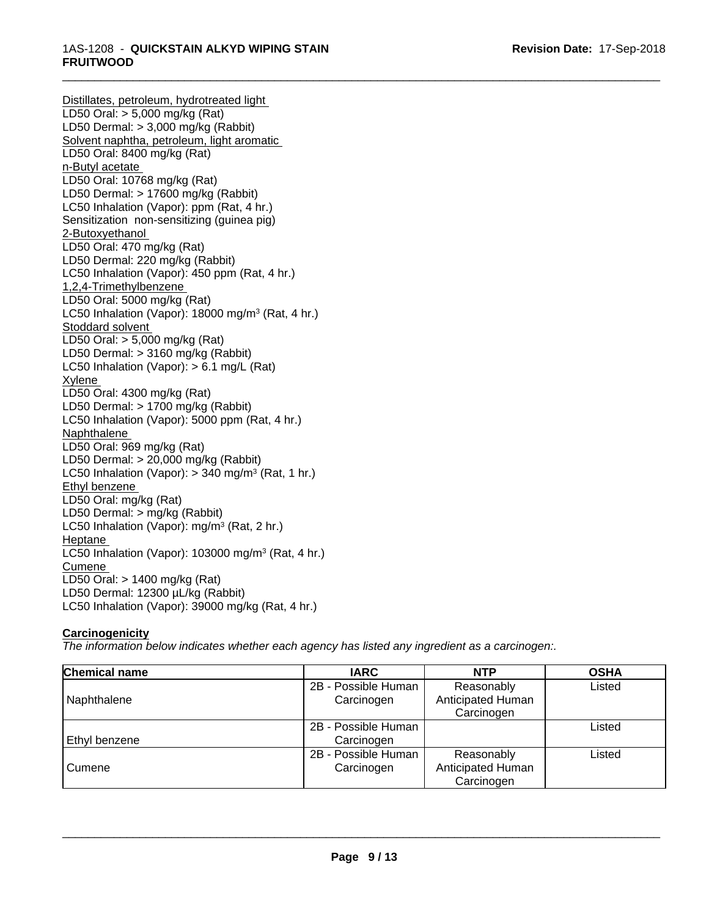Distillates, petroleum, hydrotreated light
LD50 Oral: > 5,000 mg/kg (Rat)
LD50 Dermal: > 3,000 mg/kg (Rabbit)
Solvent naphtha, petroleum, light aromatic
LD50 Oral: 8400 mg/kg (Rat)
n-Butyl acetate
LD50 Oral: 10768 mg/kg (Rat)
LD50 Dermal: > 17600 mg/kg (Rabbit)
LC50 Inhalation (Vapor): ppm (Rat, 4 hr.)
Sensitization non-sensitizing (guinea pig)
2-Butoxyethanol
LD50 Oral: 470 mg/kg (Rat)
LD50 Dermal: 220 mg/kg (Rabbit)
LC50 Inhalation (Vapor): 450 ppm (Rat, 4 hr.)
1,2,4-Trimethylbenzene
LD50 Oral: 5000 mg/kg (Rat)
LC50 Inhalation (Vapor): 18000 mg/m$^3$ (Rat, 4 hr.)
Stoddard solvent
LD50 Oral: > 5,000 mg/kg (Rat)
LD50 Dermal: > 3160 mg/kg (Rabbit)
LC50 Inhalation (Vapor): > 6.1 mg/L (Rat)
Xylene
LD50 Oral: 4300 mg/kg (Rat)
LD50 Dermal: > 1700 mg/kg (Rabbit)
LC50 Inhalation (Vapor): 5000 ppm (Rat, 4 hr.)
Naphthalene
LD50 Oral: 969 mg/kg (Rat)
LD50 Dermal: > 20,000 mg/kg (Rabbit)
LC50 Inhalation (Vapor): > 340 mg/m$^3$ (Rat, 1 hr.)
Ethyl benzene
LD50 Oral: mg/kg (Rat)
LD50 Dermal: > mg/kg (Rabbit)
LC50 Inhalation (Vapor): mg/m$^3$ (Rat, 2 hr.)
Heptane
LC50 Inhalation (Vapor): 103000 mg/m$^3$ (Rat, 4 hr.)
Cumene
LD50 Oral: > 1400 mg/kg (Rat)
LD50 Dermal: 12300 µL/kg (Rabbit)
LC50 Inhalation (Vapor): 39000 mg/kg (Rat, 4 hr.)

**Carcinogenicity**

*The information below indicates whether each agency has listed any ingredient as a carcinogen:.*

| Chemical name | IARC | NTP | OSHA |
|---|---|---|---|
| Naphthalene | 2B - Possible Human Carcinogen | Reasonably Anticipated Human Carcinogen | Listed |
| Ethyl benzene | 2B - Possible Human Carcinogen | | Listed |
| Cumene | 2B - Possible Human Carcinogen | Reasonably Anticipated Human Carcinogen | Listed |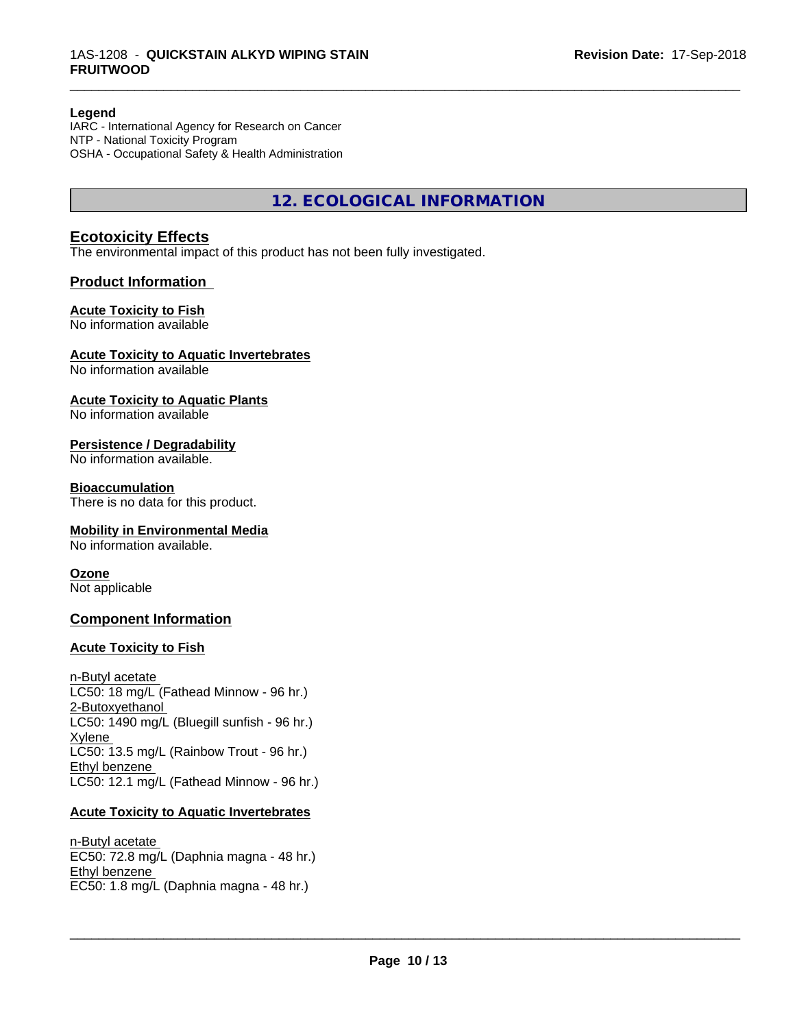**Legend**
IARC - International Agency for Research on Cancer
NTP - National Toxicity Program
OSHA - Occupational Safety & Health Administration

## 12. ECOLOGICAL INFORMATION

### Ecotoxicity Effects

The environmental impact of this product has not been fully investigated.

### Product Information

**Acute Toxicity to Fish**
No information available

**Acute Toxicity to Aquatic Invertebrates**
No information available

**Acute Toxicity to Aquatic Plants**
No information available

**Persistence / Degradability**
No information available.

**Bioaccumulation**
There is no data for this product.

**Mobility in Environmental Media**
No information available.

**Ozone**
Not applicable

### Component Information

**Acute Toxicity to Fish**

n-Butyl acetate
LC50: 18 mg/L (Fathead Minnow - 96 hr.)
2-Butoxyethanol
LC50: 1490 mg/L (Bluegill sunfish - 96 hr.)
Xylene
LC50: 13.5 mg/L (Rainbow Trout - 96 hr.)
Ethyl benzene
LC50: 12.1 mg/L (Fathead Minnow - 96 hr.)

**Acute Toxicity to Aquatic Invertebrates**

n-Butyl acetate
EC50: 72.8 mg/L (Daphnia magna - 48 hr.)
Ethyl benzene
EC50: 1.8 mg/L (Daphnia magna - 48 hr.)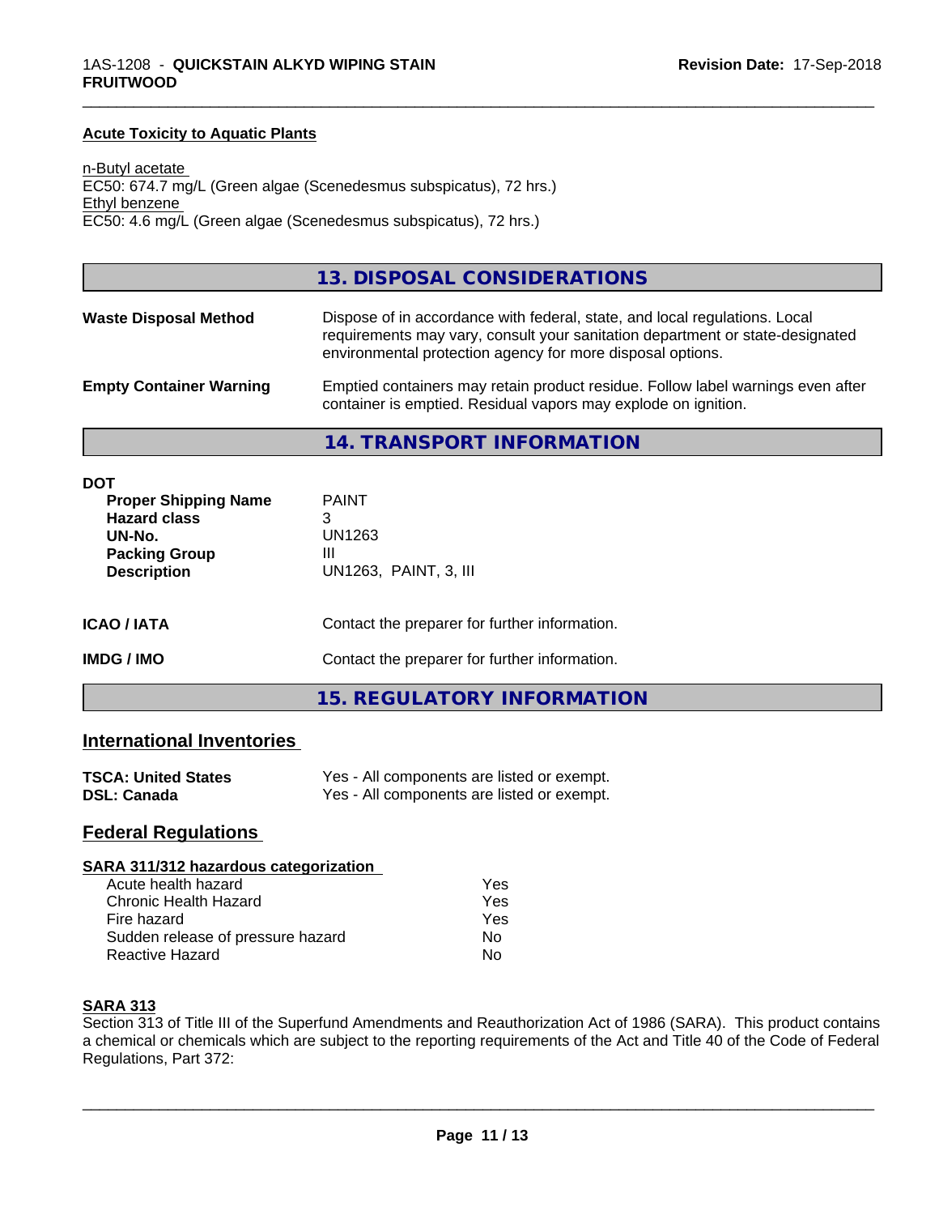#### Acute Toxicity to Aquatic Plants

n-Butyl acetate
EC50: 674.7 mg/L (Green algae (Scenedesmus subspicatus), 72 hrs.)
Ethyl benzene
EC50: 4.6 mg/L (Green algae (Scenedesmus subspicatus), 72 hrs.)

## 13. DISPOSAL CONSIDERATIONS

| | |
|---|---|
| **Waste Disposal Method** | Dispose of in accordance with federal, state, and local regulations. Local requirements may vary, consult your sanitation department or state-designated environmental protection agency for more disposal options. |
| **Empty Container Warning** | Emptied containers may retain product residue. Follow label warnings even after container is emptied. Residual vapors may explode on ignition. |

## 14. TRANSPORT INFORMATION

**DOT**

| | |
|---|---|
| **Proper Shipping Name** | PAINT |
| **Hazard class** | 3 |
| **UN-No.** | UN1263 |
| **Packing Group** | III |
| **Description** | UN1263, PAINT, 3, III |

| | |
|---|---|
| **ICAO / IATA** | Contact the preparer for further information. |
| **IMDG / IMO** | Contact the preparer for further information. |

## 15. REGULATORY INFORMATION

### International Inventories

| | |
|---|---|
| **TSCA: United States** | Yes - All components are listed or exempt. |
| **DSL: Canada** | Yes - All components are listed or exempt. |

### Federal Regulations

#### SARA 311/312 hazardous categorization

| | |
|---|---|
| Acute health hazard | Yes |
| Chronic Health Hazard | Yes |
| Fire hazard | Yes |
| Sudden release of pressure hazard | No |
| Reactive Hazard | No |

#### SARA 313

Section 313 of Title III of the Superfund Amendments and Reauthorization Act of 1986 (SARA). This product contains a chemical or chemicals which are subject to the reporting requirements of the Act and Title 40 of the Code of Federal Regulations, Part 372: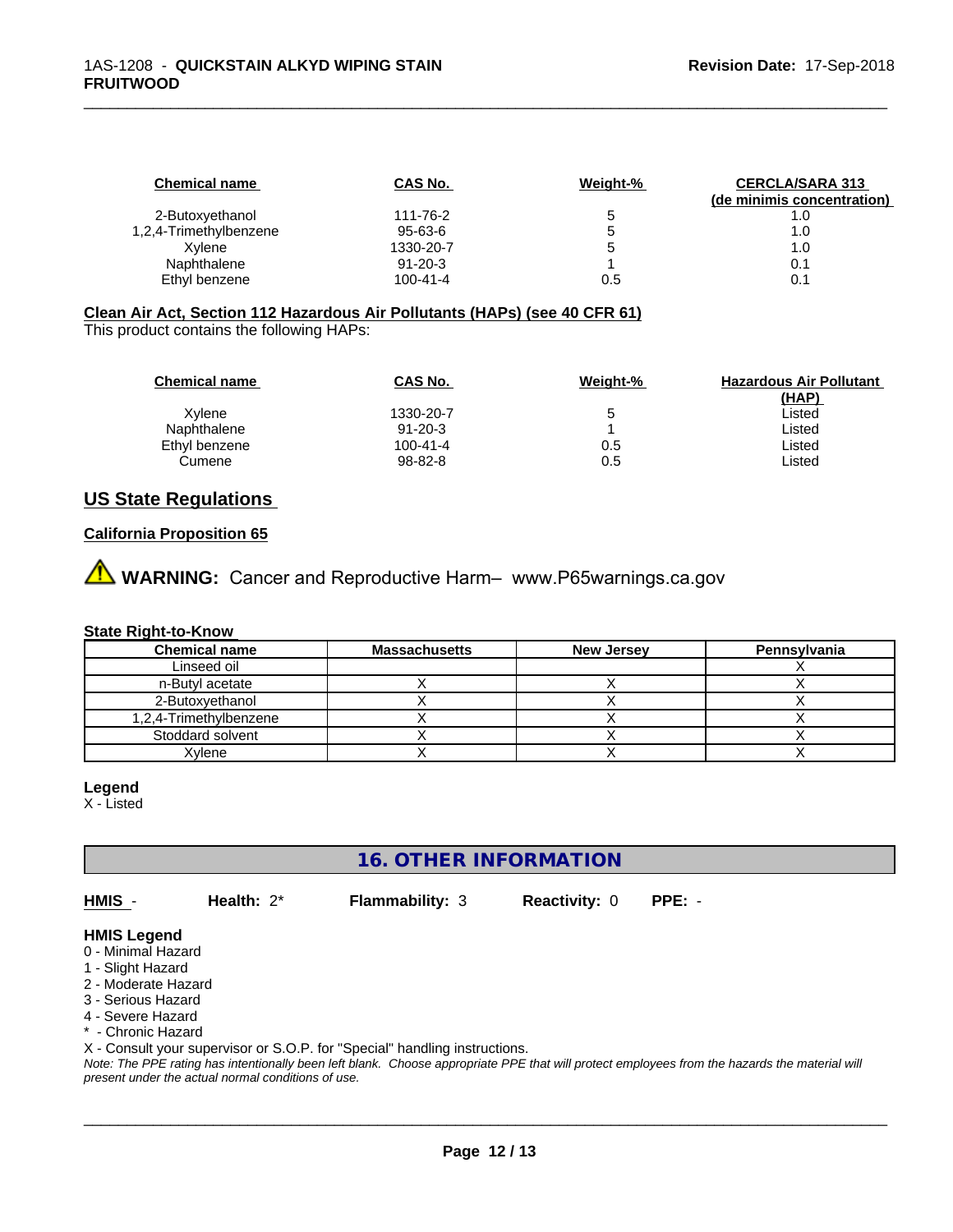| Chemical name | CAS No. | Weight-% | CERCLA/SARA 313 (de minimis concentration) |
|---|---|---|---|
| 2-Butoxyethanol | 111-76-2 | 5 | 1.0 |
| 1,2,4-Trimethylbenzene | 95-63-6 | 5 | 1.0 |
| Xylene | 1330-20-7 | 5 | 1.0 |
| Naphthalene | 91-20-3 | 1 | 0.1 |
| Ethyl benzene | 100-41-4 | 0.5 | 0.1 |

**Clean Air Act, Section 112 Hazardous Air Pollutants (HAPs) (see 40 CFR 61)**

This product contains the following HAPs:

| Chemical name | CAS No. | Weight-% | Hazardous Air Pollutant (HAP) |
|---|---|---|---|
| Xylene | 1330-20-7 | 5 | Listed |
| Naphthalene | 91-20-3 | 1 | Listed |
| Ethyl benzene | 100-41-4 | 0.5 | Listed |
| Cumene | 98-82-8 | 0.5 | Listed |

## US State Regulations

**California Proposition 65**

⚠ **WARNING:** Cancer and Reproductive Harm– www.P65warnings.ca.gov

**State Right-to-Know**

| Chemical name | Massachusetts | New Jersey | Pennsylvania |
|---|---|---|---|
| Linseed oil | | | X |
| n-Butyl acetate | X | X | X |
| 2-Butoxyethanol | X | X | X |
| 1,2,4-Trimethylbenzene | X | X | X |
| Stoddard solvent | X | X | X |
| Xylene | X | X | X |

**Legend**

X - Listed

## 16. OTHER INFORMATION

**HMIS** - **Health:** 2* **Flammability:** 3 **Reactivity:** 0 **PPE:** -

**HMIS Legend**

0 - Minimal Hazard
1 - Slight Hazard
2 - Moderate Hazard
3 - Serious Hazard
4 - Severe Hazard
* - Chronic Hazard
X - Consult your supervisor or S.O.P. for "Special" handling instructions.

*Note: The PPE rating has intentionally been left blank. Choose appropriate PPE that will protect employees from the hazards the material will present under the actual normal conditions of use.*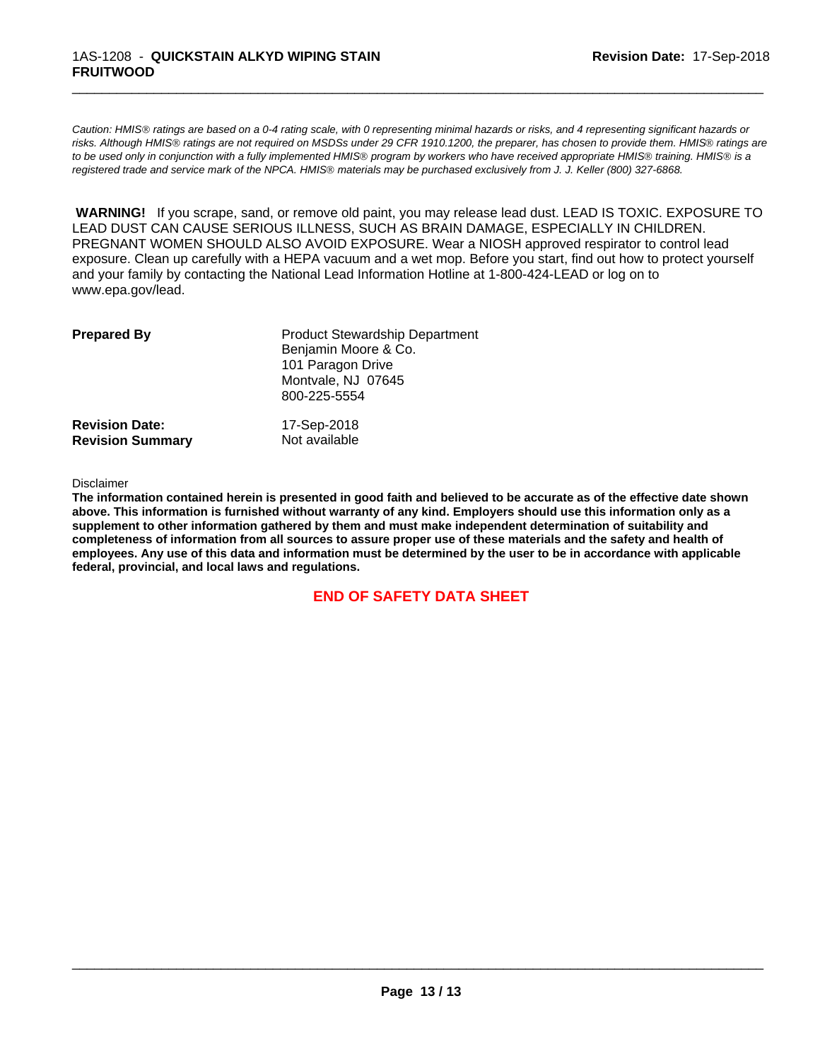*Caution: HMIS® ratings are based on a 0-4 rating scale, with 0 representing minimal hazards or risks, and 4 representing significant hazards or risks. Although HMIS® ratings are not required on MSDSs under 29 CFR 1910.1200, the preparer, has chosen to provide them. HMIS® ratings are to be used only in conjunction with a fully implemented HMIS® program by workers who have received appropriate HMIS® training. HMIS® is a registered trade and service mark of the NPCA. HMIS® materials may be purchased exclusively from J. J. Keller (800) 327-6868.*

**WARNING!** If you scrape, sand, or remove old paint, you may release lead dust. LEAD IS TOXIC. EXPOSURE TO LEAD DUST CAN CAUSE SERIOUS ILLNESS, SUCH AS BRAIN DAMAGE, ESPECIALLY IN CHILDREN. PREGNANT WOMEN SHOULD ALSO AVOID EXPOSURE. Wear a NIOSH approved respirator to control lead exposure. Clean up carefully with a HEPA vacuum and a wet mop. Before you start, find out how to protect yourself and your family by contacting the National Lead Information Hotline at 1-800-424-LEAD or log on to www.epa.gov/lead.

**Prepared By**

Product Stewardship Department
Benjamin Moore & Co.
101 Paragon Drive
Montvale, NJ 07645
800-225-5554

**Revision Date:** 17-Sep-2018
**Revision Summary** Not available

Disclaimer

**The information contained herein is presented in good faith and believed to be accurate as of the effective date shown above. This information is furnished without warranty of any kind. Employers should use this information only as a supplement to other information gathered by them and must make independent determination of suitability and completeness of information from all sources to assure proper use of these materials and the safety and health of employees. Any use of this data and information must be determined by the user to be in accordance with applicable federal, provincial, and local laws and regulations.**

**END OF SAFETY DATA SHEET**